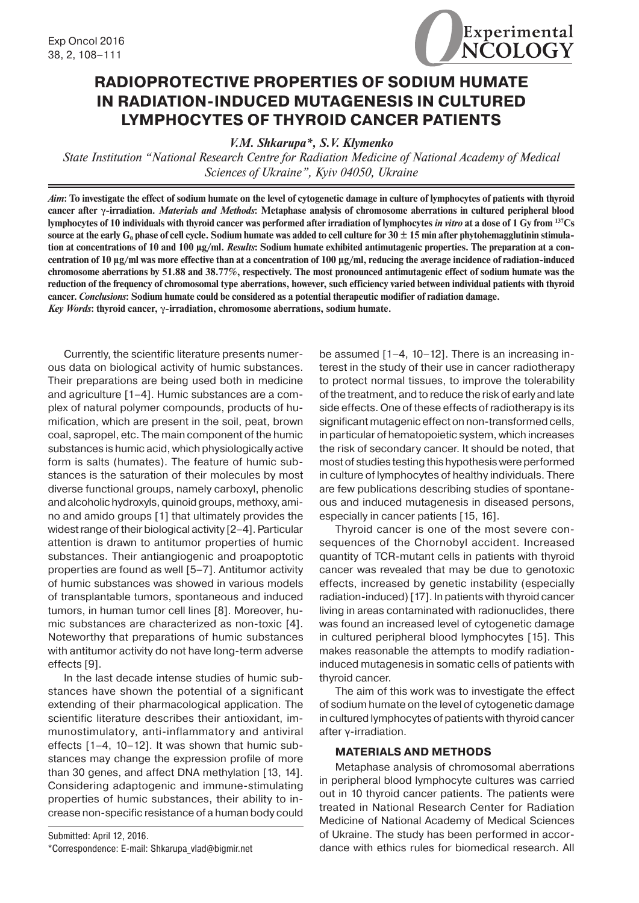# RADIOPROTECTIVE PROPERTIES OF SODIUM HUMATE IN RADIATION-INDUCED MUTAGENESIS IN CULTURED LYMPHOCYTES OF THYROID CANCER PATIENTS

*V.M. Shkarupa\*, S.V. Klymenko*

*State Institution "National Research Centre for Radiation Medicine of National Academy of Medical Sciences of Ukraine", Kyiv 04050, Ukraine*

***Aim*: To investigate the effect of sodium humate on the level of cytogenetic damage in culture of lymphocytes of patients with thyroid cancer after γ-irradiation. *Materials and Methods*: Metaphase analysis of chromosome aberrations in cultured peripheral blood lymphocytes of 10 individuals with thyroid cancer was performed after irradiation of lymphocytes *in vitro* at a dose of 1 Gy from $^{137}$Cs source at the early $G_0$ phase of cell cycle. Sodium humate was added to cell culture for 30 ± 15 min after phytohemagglutinin stimulation at concentrations of 10 and 100 µg/ml. *Results*: Sodium humate exhibited antimutagenic properties. The preparation at a concentration of 10 µg/ml was more effective than at a concentration of 100 µg/ml, reducing the average incidence of radiation-induced chromosome aberrations by 51.88 and 38.77%, respectively. The most pronounced antimutagenic effect of sodium humate was the reduction of the frequency of chromosomal type aberrations, however, such efficiency varied between individual patients with thyroid cancer. *Conclusions*: Sodium humate could be considered as a potential therapeutic modifier of radiation damage.**
***Key Words*: thyroid cancer, γ-irradiation, chromosome aberrations, sodium humate.**

Currently, the scientific literature presents numerous data on biological activity of humic substances. Their preparations are being used both in medicine and agriculture [1–4]. Humic substances are a complex of natural polymer compounds, products of humification, which are present in the soil, peat, brown coal, sapropel, etc. The main component of the humic substances is humic acid, which physiologically active form is salts (humates). The feature of humic substances is the saturation of their molecules by most diverse functional groups, namely carboxyl, phenolic and alcoholic hydroxyls, quinoid groups, methoxy, amino and amido groups [1] that ultimately provides the widest range of their biological activity [2–4]. Particular attention is drawn to antitumor properties of humic substances. Their antiangiogenic and proapoptotic properties are found as well [5–7]. Antitumor activity of humic substances was showed in various models of transplantable tumors, spontaneous and induced tumors, in human tumor cell lines [8]. Moreover, humic substances are characterized as non-toxic [4]. Noteworthy that preparations of humic substances with antitumor activity do not have long-term adverse effects [9].

In the last decade intense studies of humic substances have shown the potential of a significant extending of their pharmacological application. The scientific literature describes their antioxidant, immunostimulatory, anti-inflammatory and antiviral effects [1–4, 10–12]. It was shown that humic substances may change the expression profile of more than 30 genes, and affect DNA methylation [13, 14]. Considering adaptogenic and immune-stimulating properties of humic substances, their ability to increase non-specific resistance of a human body could be assumed [1–4, 10–12]. There is an increasing interest in the study of their use in cancer radiotherapy to protect normal tissues, to improve the tolerability of the treatment, and to reduce the risk of early and late side effects. One of these effects of radiotherapy is its significant mutagenic effect on non-transformed cells, in particular of hematopoietic system, which increases the risk of secondary cancer. It should be noted, that most of studies testing this hypothesis were performed in culture of lymphocytes of healthy individuals. There are few publications describing studies of spontaneous and induced mutagenesis in diseased persons, especially in cancer patients [15, 16].

Thyroid cancer is one of the most severe consequences of the Chornobyl accident. Increased quantity of TCR-mutant cells in patients with thyroid cancer was revealed that may be due to genotoxic effects, increased by genetic instability (especially radiation-induced) [17]. In patients with thyroid cancer living in areas contaminated with radionuclides, there was found an increased level of cytogenetic damage in cultured peripheral blood lymphocytes [15]. This makes reasonable the attempts to modify radiation-induced mutagenesis in somatic cells of patients with thyroid cancer.

The aim of this work was to investigate the effect of sodium humate on the level of cytogenetic damage in cultured lymphocytes of patients with thyroid cancer after γ-irradiation.

## MATERIALS AND METHODS

Metaphase analysis of chromosomal aberrations in peripheral blood lymphocyte cultures was carried out in 10 thyroid cancer patients. The patients were treated in National Research Center for Radiation Medicine of National Academy of Medical Sciences of Ukraine. The study has been performed in accordance with ethics rules for biomedical research. All

Submitted: April 12, 2016.
\*Correspondence: E-mail: Shkarupa_vlad@bigmir.net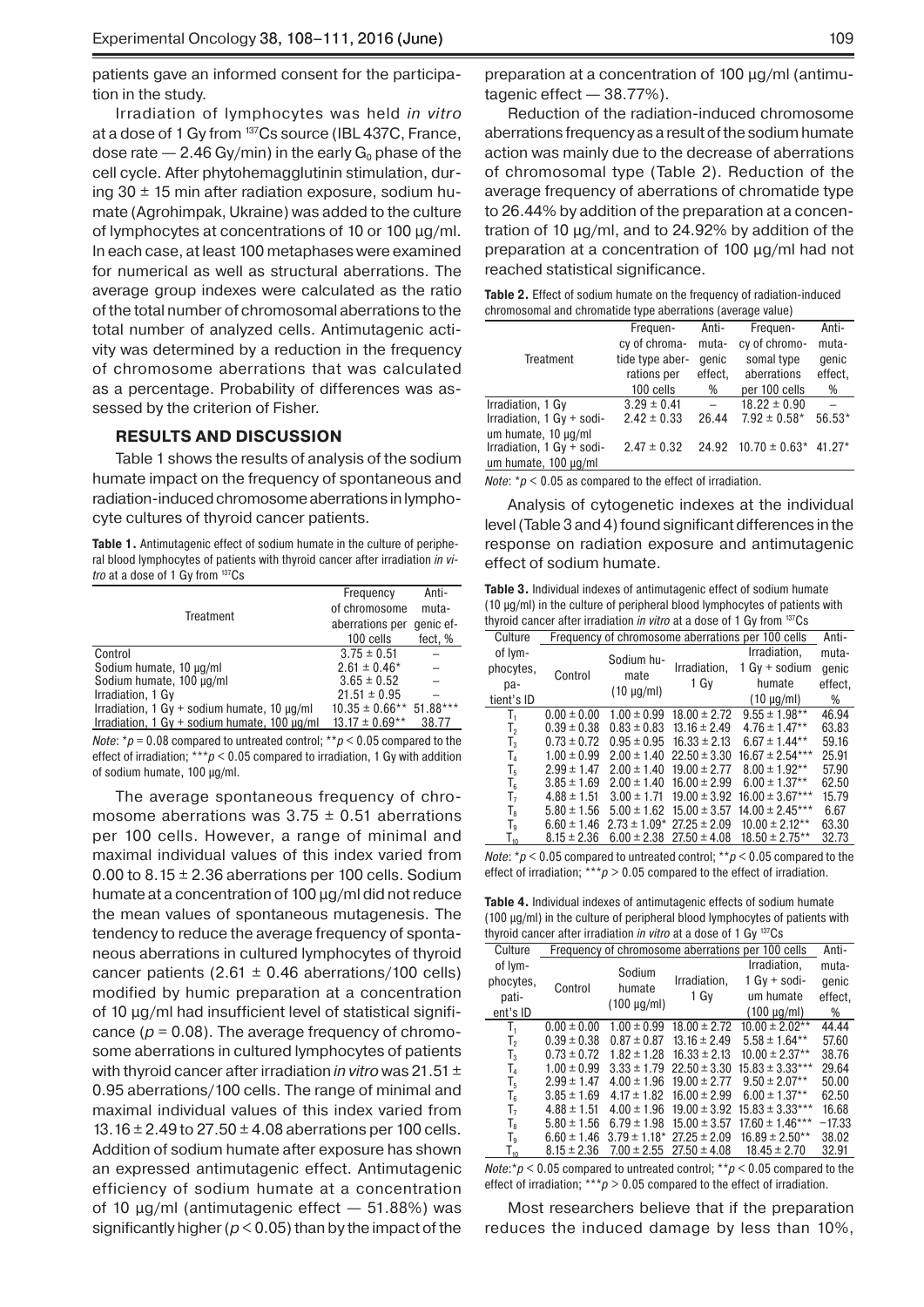patients gave an informed consent for the participation in the study.

Irradiation of lymphocytes was held *in vitro* at a dose of 1 Gy from $^{137}Cs$ source (IBL 437C, France, dose rate — 2.46 Gy/min) in the early $G_0$ phase of the cell cycle. After phytohemagglutinin stimulation, during 30 ± 15 min after radiation exposure, sodium humate (Agrohimpak, Ukraine) was added to the culture of lymphocytes at concentrations of 10 or 100 μg/ml. In each case, at least 100 metaphases were examined for numerical as well as structural aberrations. The average group indexes were calculated as the ratio of the total number of chromosomal aberrations to the total number of analyzed cells. Antimutagenic activity was determined by a reduction in the frequency of chromosome aberrations that was calculated as a percentage. Probability of differences was assessed by the criterion of Fisher.

## RESULTS AND DISCUSSION

Table 1 shows the results of analysis of the sodium humate impact on the frequency of spontaneous and radiation-induced chromosome aberrations in lymphocyte cultures of thyroid cancer patients.

**Table 1.** Antimutagenic effect of sodium humate in the culture of peripheral blood lymphocytes of patients with thyroid cancer after irradiation *in vitro* at a dose of 1 Gy from $^{137}Cs$

| Treatment | Frequency of chromosome aberrations per 100 cells | Antimutagenic effect, % |
|---|---|---|
| Control | 3.75 ± 0.51 | – |
| Sodium humate, 10 μg/ml | 2.61 ± 0.46* | – |
| Sodium humate, 100 μg/ml | 3.65 ± 0.52 | – |
| Irradiation, 1 Gy | 21.51 ± 0.95 | – |
| Irradiation, 1 Gy + sodium humate, 10 μg/ml | 10.35 ± 0.66** | 51.88*** |
| Irradiation, 1 Gy + sodium humate, 100 μg/ml | 13.17 ± 0.69** | 38.77 |

*Note*: *$p = 0.08$ compared to untreated control; **$p < 0.05$ compared to the effect of irradiation; ***$p < 0.05$ compared to irradiation, 1 Gy with addition of sodium humate, 100 μg/ml.

The average spontaneous frequency of chromosome aberrations was 3.75 ± 0.51 aberrations per 100 cells. However, a range of minimal and maximal individual values of this index varied from 0.00 to 8.15 ± 2.36 aberrations per 100 cells. Sodium humate at a concentration of 100 μg/ml did not reduce the mean values of spontaneous mutagenesis. The tendency to reduce the average frequency of spontaneous aberrations in cultured lymphocytes of thyroid cancer patients (2.61 ± 0.46 aberrations/100 cells) modified by humic preparation at a concentration of 10 μg/ml had insufficient level of statistical significance ($p = 0.08$). The average frequency of chromosome aberrations in cultured lymphocytes of patients with thyroid cancer after irradiation *in vitro* was 21.51 ± 0.95 aberrations/100 cells. The range of minimal and maximal individual values of this index varied from 13.16 ± 2.49 to 27.50 ± 4.08 aberrations per 100 cells. Addition of sodium humate after exposure has shown an expressed antimutagenic effect. Antimutagenic efficiency of sodium humate at a concentration of 10 μg/ml (antimutagenic effect — 51.88%) was significantly higher ($p < 0.05$) than by the impact of the preparation at a concentration of 100 μg/ml (antimutagenic effect — 38.77%).

Reduction of the radiation-induced chromosome aberrations frequency as a result of the sodium humate action was mainly due to the decrease of aberrations of chromosomal type (Table 2). Reduction of the average frequency of aberrations of chromatide type to 26.44% by addition of the preparation at a concentration of 10 μg/ml, and to 24.92% by addition of the preparation at a concentration of 100 μg/ml had not reached statistical significance.

**Table 2.** Effect of sodium humate on the frequency of radiation-induced chromosomal and chromatide type aberrations (average value)

| Treatment | Frequency of chromatide type aberrations per 100 cells | Antimutagenic effect, % | Frequency of chromosomal type aberrations per 100 cells | Antimutagenic effect, % |
|---|---|---|---|---|
| Irradiation, 1 Gy | 3.29 ± 0.41 | – | 18.22 ± 0.90 | – |
| Irradiation, 1 Gy + sodium humate, 10 μg/ml | 2.42 ± 0.33 | 26.44 | 7.92 ± 0.58* | 56.53* |
| Irradiation, 1 Gy + sodium humate, 100 μg/ml | 2.47 ± 0.32 | 24.92 | 10.70 ± 0.63* | 41.27* |

*Note*: *$p < 0.05$ as compared to the effect of irradiation.

Analysis of cytogenetic indexes at the individual level (Table 3 and 4) found significant differences in the response on radiation exposure and antimutagenic effect of sodium humate.

**Table 3.** Individual indexes of antimutagenic effect of sodium humate (10 μg/ml) in the culture of peripheral blood lymphocytes of patients with thyroid cancer after irradiation *in vitro* at a dose of 1 Gy from $^{137}Cs$

| Culture of lymphocytes, patient's ID | Frequency of chromosome aberrations per 100 cells | | | | Antimutagenic effect, % |
|---|---|---|---|---|---|
| | Control | Sodium humate (10 μg/ml) | Irradiation, 1 Gy | Irradiation, 1 Gy + sodium humate (10 μg/ml) | |
| $T_1$ | 0.00 ± 0.00 | 1.00 ± 0.99 | 18.00 ± 2.72 | 9.55 ± 1.98** | 46.94 |
| $T_2$ | 0.39 ± 0.38 | 0.83 ± 0.83 | 13.16 ± 2.49 | 4.76 ± 1.47** | 63.83 |
| $T_3$ | 0.73 ± 0.72 | 0.95 ± 0.95 | 16.33 ± 2.13 | 6.67 ± 1.44** | 59.16 |
| $T_4$ | 1.00 ± 0.99 | 2.00 ± 1.40 | 22.50 ± 3.30 | 16.67 ± 2.54*** | 25.91 |
| $T_5$ | 2.99 ± 1.47 | 2.00 ± 1.40 | 19.00 ± 2.77 | 8.00 ± 1.92** | 57.90 |
| $T_6$ | 3.85 ± 1.69 | 2.00 ± 1.40 | 16.00 ± 2.99 | 6.00 ± 1.37** | 62.50 |
| $T_7$ | 4.88 ± 1.51 | 3.00 ± 1.71 | 19.00 ± 3.92 | 16.00 ± 3.67*** | 15.79 |
| $T_8$ | 5.80 ± 1.56 | 5.00 ± 1.62 | 15.00 ± 3.57 | 14.00 ± 2.45*** | 6.67 |
| $T_9$ | 6.60 ± 1.46 | 2.73 ± 1.09* | 27.25 ± 2.09 | 10.00 ± 2.12** | 63.30 |
| $T_{10}$ | 8.15 ± 2.36 | 6.00 ± 2.38 | 27.50 ± 4.08 | 18.50 ± 2.75** | 32.73 |

*Note*: *$p < 0.05$ compared to untreated control; **$p < 0.05$ compared to the effect of irradiation; ***$p > 0.05$ compared to the effect of irradiation.

**Table 4.** Individual indexes of antimutagenic effects of sodium humate (100 μg/ml) in the culture of peripheral blood lymphocytes of patients with thyroid cancer after irradiation *in vitro* at a dose of 1 Gy $^{137}Cs$

| Culture of lymphocytes, patient's ID | Frequency of chromosome aberrations per 100 cells | | | | Antimutagenic effect, % |
|---|---|---|---|---|---|
| | Control | Sodium humate (100 μg/ml) | Irradiation, 1 Gy | Irradiation, 1 Gy + sodium humate (100 μg/ml) | |
| $T_1$ | 0.00 ± 0.00 | 1.00 ± 0.99 | 18.00 ± 2.72 | 10.00 ± 2.02** | 44.44 |
| $T_2$ | 0.39 ± 0.38 | 0.87 ± 0.87 | 13.16 ± 2.49 | 5.58 ± 1.64** | 57.60 |
| $T_3$ | 0.73 ± 0.72 | 1.82 ± 1.28 | 16.33 ± 2.13 | 10.00 ± 2.37** | 38.76 |
| $T_4$ | 1.00 ± 0.99 | 3.33 ± 1.79 | 22.50 ± 3.30 | 15.83 ± 3.33*** | 29.64 |
| $T_5$ | 2.99 ± 1.47 | 4.00 ± 1.96 | 19.00 ± 2.77 | 9.50 ± 2.07** | 50.00 |
| $T_6$ | 3.85 ± 1.69 | 4.17 ± 1.82 | 16.00 ± 2.99 | 6.00 ± 1.37** | 62.50 |
| $T_7$ | 4.88 ± 1.51 | 4.00 ± 1.96 | 19.00 ± 3.92 | 15.83 ± 3.33*** | 16.68 |
| $T_8$ | 5.80 ± 1.56 | 6.79 ± 1.98 | 15.00 ± 3.57 | 17.60 ± 1.46*** | −17.33 |
| $T_9$ | 6.60 ± 1.46 | 3.79 ± 1.18* | 27.25 ± 2.09 | 16.89 ± 2.50** | 38.02 |
| $T_{10}$ | 8.15 ± 2.36 | 7.00 ± 2.55 | 27.50 ± 4.08 | 18.45 ± 2.70 | 32.91 |

*Note*: *$p < 0.05$ compared to untreated control; **$p < 0.05$ compared to the effect of irradiation; ***$p > 0.05$ compared to the effect of irradiation.

Most researchers believe that if the preparation reduces the induced damage by less than 10%,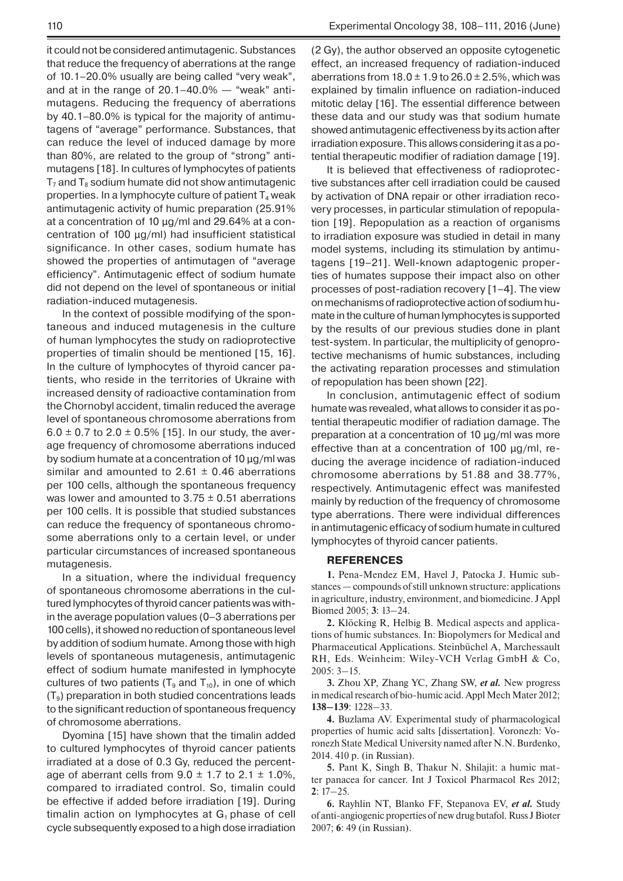it could not be considered antimutagenic. Substances that reduce the frequency of aberrations at the range of 10.1–20.0% usually are being called "very weak", and at in the range of 20.1–40.0% — "weak" antimutagens. Reducing the frequency of aberrations by 40.1–80.0% is typical for the majority of antimutagens of "average" performance. Substances, that can reduce the level of induced damage by more than 80%, are related to the group of "strong" antimutagens [18]. In cultures of lymphocytes of patients $T_7$ and $T_8$ sodium humate did not show antimutagenic properties. In a lymphocyte culture of patient $T_4$ weak antimutagenic activity of humic preparation (25.91% at a concentration of 10 µg/ml and 29.64% at a concentration of 100 µg/ml) had insufficient statistical significance. In other cases, sodium humate has showed the properties of antimutagen of "average efficiency". Antimutagenic effect of sodium humate did not depend on the level of spontaneous or initial radiation-induced mutagenesis.

In the context of possible modifying of the spontaneous and induced mutagenesis in the culture of human lymphocytes the study on radioprotective properties of timalin should be mentioned [15, 16]. In the culture of lymphocytes of thyroid cancer patients, who reside in the territories of Ukraine with increased density of radioactive contamination from the Chornobyl accident, timalin reduced the average level of spontaneous chromosome aberrations from $6.0 \pm 0.7$ to $2.0 \pm 0.5$% [15]. In our study, the average frequency of chromosome aberrations induced by sodium humate at a concentration of 10 µg/ml was similar and amounted to $2.61 \pm 0.46$ aberrations per 100 cells, although the spontaneous frequency was lower and amounted to $3.75 \pm 0.51$ aberrations per 100 cells. It is possible that studied substances can reduce the frequency of spontaneous chromosome aberrations only to a certain level, or under particular circumstances of increased spontaneous mutagenesis.

In a situation, where the individual frequency of spontaneous chromosome aberrations in the cultured lymphocytes of thyroid cancer patients was within the average population values (0–3 aberrations per 100 cells), it showed no reduction of spontaneous level by addition of sodium humate. Among those with high levels of spontaneous mutagenesis, antimutagenic effect of sodium humate manifested in lymphocyte cultures of two patients ($T_9$ and $T_{10}$), in one of which ($T_9$) preparation in both studied concentrations leads to the significant reduction of spontaneous frequency of chromosome aberrations.

Dyomina [15] have shown that the timalin added to cultured lymphocytes of thyroid cancer patients irradiated at a dose of 0.3 Gy, reduced the percentage of aberrant cells from $9.0 \pm 1.7$ to $2.1 \pm 1.0$%, compared to irradiated control. So, timalin could be effective if added before irradiation [19]. During timalin action on lymphocytes at $G_1$ phase of cell cycle subsequently exposed to a high dose irradiation (2 Gy), the author observed an opposite cytogenetic effect, an increased frequency of radiation-induced aberrations from $18.0 \pm 1.9$ to $26.0 \pm 2.5$%, which was explained by timalin influence on radiation-induced mitotic delay [16]. The essential difference between these data and our study was that sodium humate showed antimutagenic effectiveness by its action after irradiation exposure. This allows considering it as a potential therapeutic modifier of radiation damage [19].

It is believed that effectiveness of radioprotective substances after cell irradiation could be caused by activation of DNA repair or other irradiation recovery processes, in particular stimulation of repopulation [19]. Repopulation as a reaction of organisms to irradiation exposure was studied in detail in many model systems, including its stimulation by antimutagens [19–21]. Well-known adaptogenic properties of humates suppose their impact also on other processes of post-radiation recovery [1–4]. The view on mechanisms of radioprotective action of sodium humate in the culture of human lymphocytes is supported by the results of our previous studies done in plant test-system. In particular, the multiplicity of genoprotective mechanisms of humic substances, including the activating reparation processes and stimulation of repopulation has been shown [22].

In conclusion, antimutagenic effect of sodium humate was revealed, what allows to consider it as potential therapeutic modifier of radiation damage. The preparation at a concentration of 10 µg/ml was more effective than at a concentration of 100 µg/ml, reducing the average incidence of radiation-induced chromosome aberrations by 51.88 and 38.77%, respectively. Antimutagenic effect was manifested mainly by reduction of the frequency of chromosome type aberrations. There were individual differences in antimutagenic efficacy of sodium humate in cultured lymphocytes of thyroid cancer patients.

## REFERENCES

**1.** Pena-Mendez EM, Havel J, Patocka J. Humic substances — compounds of still unknown structure: applications in agriculture, industry, environment, and biomedicine. J Appl Biomed 2005; **3**: 13–24.

**2.** Klöcking R, Helbig B. Medical aspects and applications of humic substances. In: Biopolymers for Medical and Pharmaceutical Applications. Steinbüchel A, Marchessault RH, Eds. Weinheim: Wiley-VCH Verlag GmbH & Co, 2005: 3–15.

**3.** Zhou XP, Zhang YC, Zhang SW, *et al.* New progress in medical research of bio-humic acid. Appl Mech Mater 2012; **138–139**: 1228–33.

**4.** Buzlama AV. Experimental study of pharmacological properties of humic acid salts [dissertation]. Voronezh: Voronezh State Medical University named after N.N. Burdenko, 2014. 410 p. (in Russian).

**5.** Pant K, Singh B, Thakur N. Shilajit: a humic matter panacea for cancer. Int J Toxicol Pharmacol Res 2012; **2**: 17–25.

**6.** Rayhlin NT, Blanko FF, Stepanova EV, *et al.* Study of anti-angiogenic properties of new drug butafol. Russ J Bioter 2007; **6**: 49 (in Russian).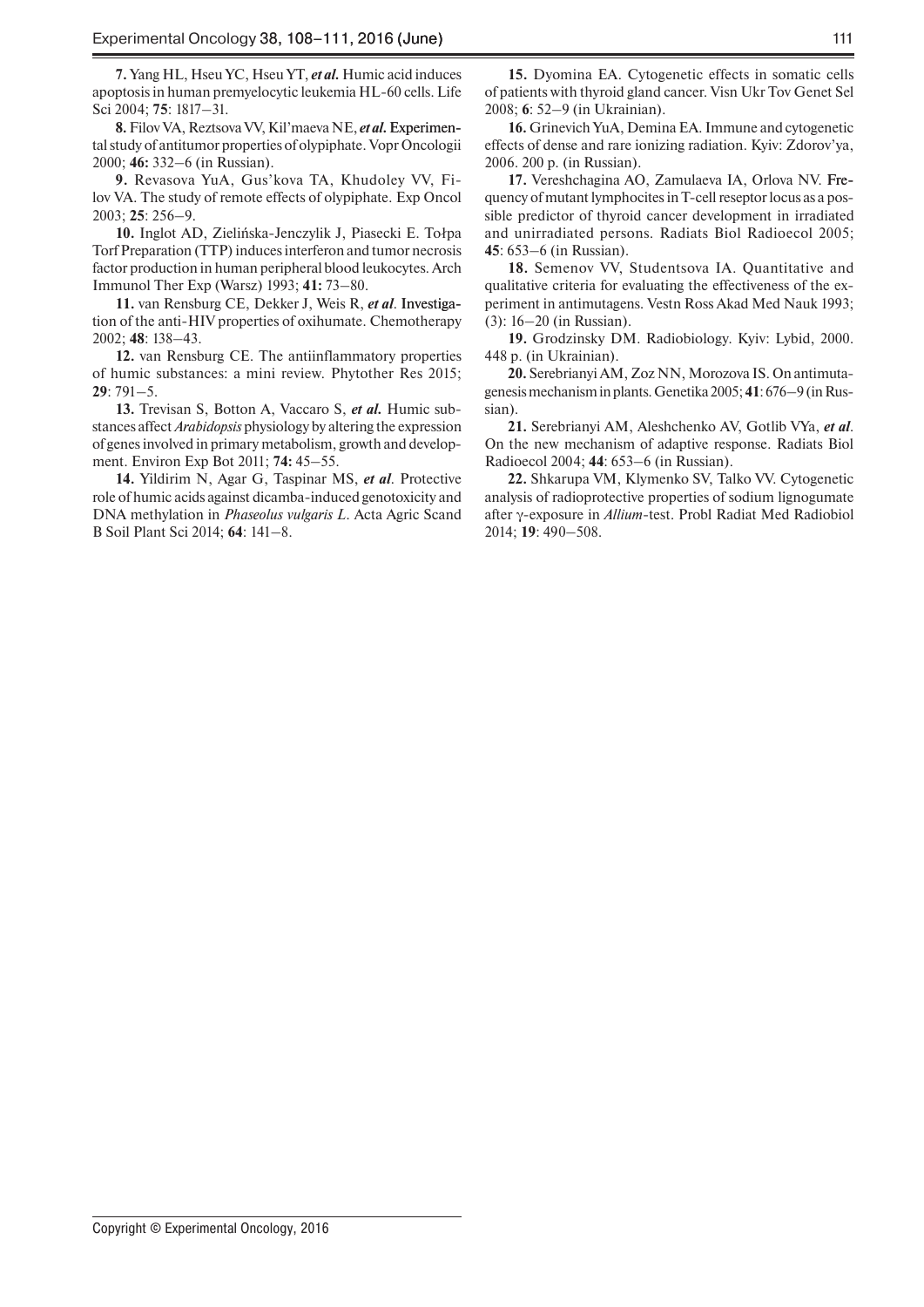**7.** Yang HL, Hseu YC, Hseu YT, ***et al.*** Humic acid induces apoptosis in human premyelocytic leukemia HL-60 cells. Life Sci 2004; **75**: 1817–31.

**8.** Filov VA, Reztsova VV, Kil'maeva NE, ***et al.*** Experimental study of antitumor properties of olypiphate. Vopr Oncologii 2000; **46:** 332–6 (in Russian).

**9.** Revasova YuA, Gus'kova TA, Khudoley VV, Filov VA. The study of remote effects of olypiphate. Exp Oncol 2003; **25**: 256–9.

**10.** Inglot AD, Zielińska-Jenczylik J, Piasecki E. Tołpa Torf Preparation (TTP) induces interferon and tumor necrosis factor production in human peripheral blood leukocytes. Arch Immunol Ther Exp (Warsz) 1993; **41:** 73–80.

**11.** van Rensburg CE, Dekker J, Weis R, ***et al***. Investigation of the anti-HIV properties of oxihumate. Chemotherapy 2002; **48**: 138–43.

**12.** van Rensburg CE. The antiinflammatory properties of humic substances: a mini review. Phytother Res 2015; **29**: 791–5.

**13.** Trevisan S, Botton A, Vaccaro S, ***et al.*** Humic substances affect *Arabidopsis* physiology by altering the expression of genes involved in primary metabolism, growth and development. Environ Exp Bot 2011; **74:** 45–55.

**14.** Yildirim N, Agar G, Taspinar MS, ***et al***. Protective role of humic acids against dicamba-induced genotoxicity and DNA methylation in *Phaseolus vulgaris L*. Acta Agric Scand B Soil Plant Sci 2014; **64**: 141–8.

**15.** Dyomina EA. Cytogenetic effects in somatic cells of patients with thyroid gland cancer. Visn Ukr Tov Genet Sel 2008; **6**: 52–9 (in Ukrainian).

**16.** Grinevich YuA, Demina EA. Immune and cytogenetic effects of dense and rare ionizing radiation. Kyiv: Zdorov'ya, 2006. 200 p. (in Russian).

**17.** Vereshchagina AO, Zamulaeva IA, Orlova NV. Frequency of mutant lymphocites in T-cell reseptor locus as a possible predictor of thyroid cancer development in irradiated and unirradiated persons. Radiats Biol Radioecol 2005; **45**: 653–6 (in Russian).

**18.** Semenov VV, Studentsova IA. Quantitative and qualitative criteria for evaluating the effectiveness of the experiment in antimutagens. Vestn Ross Akad Med Nauk 1993; (3): 16–20 (in Russian).

**19.** Grodzinsky DM. Radiobiology. Kyiv: Lybid, 2000. 448 p. (in Ukrainian).

**20.** Serebrianyi AM, Zoz NN, Morozova IS. On antimutagenesis mechanism in plants. Genetika 2005; **41**: 676–9 (in Russian).

**21.** Serebrianyi AM, Aleshchenko AV, Gotlib VYa, ***et al***. On the new mechanism of adaptive response. Radiats Biol Radioecol 2004; **44**: 653–6 (in Russian).

**22.** Shkarupa VM, Klymenko SV, Talko VV. Cytogenetic analysis of radioprotective properties of sodium lignogumate after $\gamma$-exposure in *Allium*-test. Probl Radiat Med Radiobiol 2014; **19**: 490–508.

Copyright © Experimental Oncology, 2016